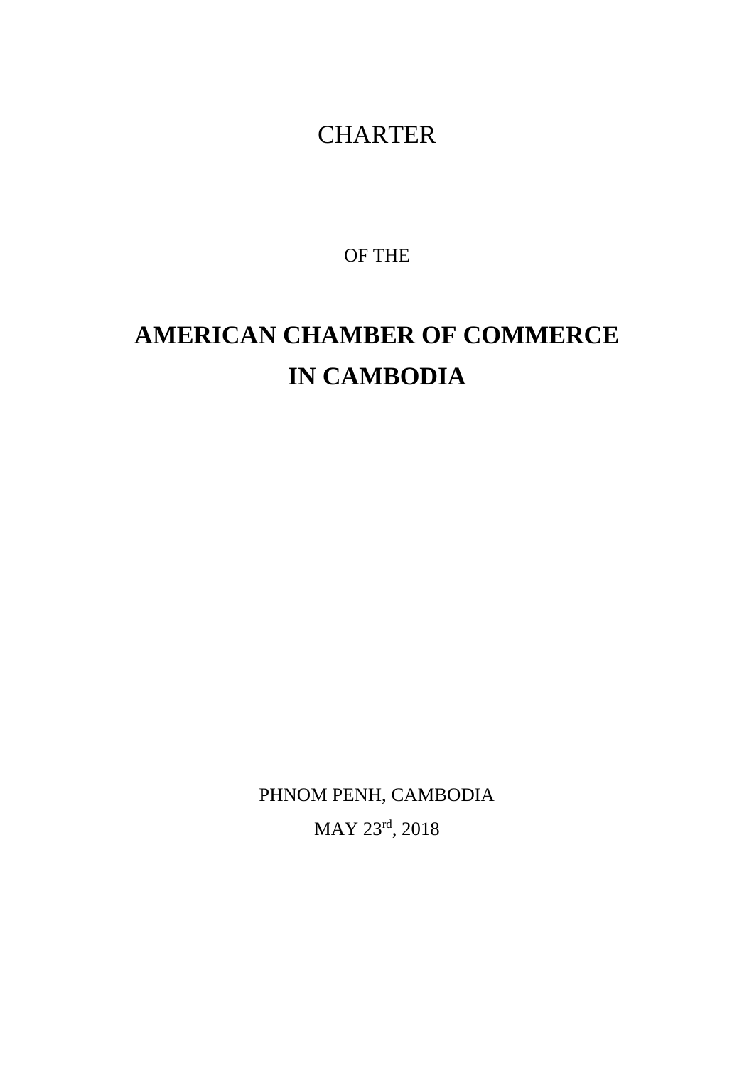# CHARTER

OF THE

# AMERICAN CHAMBER OF COMMERCE IN CAMBODIA

---

PHNOM PENH, CAMBODIA

MAY 23rd, 2018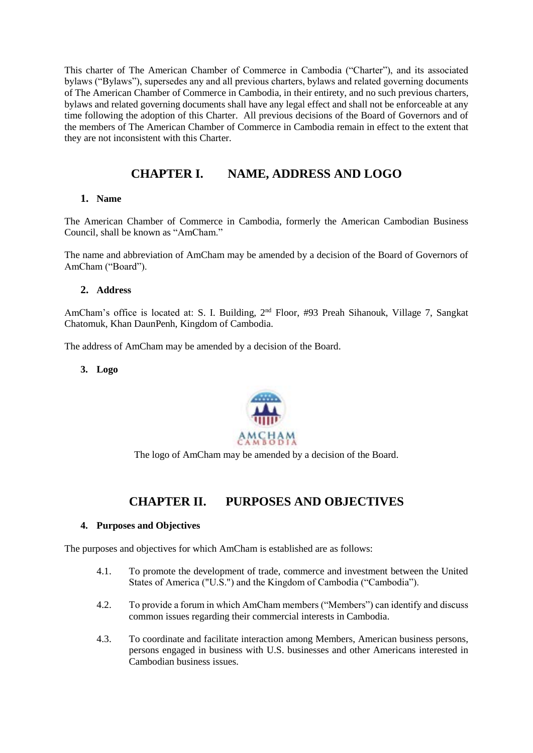This charter of The American Chamber of Commerce in Cambodia ("Charter"), and its associated bylaws ("Bylaws"), supersedes any and all previous charters, bylaws and related governing documents of The American Chamber of Commerce in Cambodia, in their entirety, and no such previous charters, bylaws and related governing documents shall have any legal effect and shall not be enforceable at any time following the adoption of this Charter. All previous decisions of the Board of Governors and of the members of The American Chamber of Commerce in Cambodia remain in effect to the extent that they are not inconsistent with this Charter.

## CHAPTER I. NAME, ADDRESS AND LOGO

### 1. Name

The American Chamber of Commerce in Cambodia, formerly the American Cambodian Business Council, shall be known as "AmCham."

The name and abbreviation of AmCham may be amended by a decision of the Board of Governors of AmCham ("Board").

### 2. Address

AmCham's office is located at: S. I. Building, 2nd Floor, #93 Preah Sihanouk, Village 7, Sangkat Chatomuk, Khan DaunPenh, Kingdom of Cambodia.

The address of AmCham may be amended by a decision of the Board.

### 3. Logo

AMCHAM CAMBODIA

The logo of AmCham may be amended by a decision of the Board.

## CHAPTER II. PURPOSES AND OBJECTIVES

### 4. Purposes and Objectives

The purposes and objectives for which AmCham is established are as follows:

4.1. To promote the development of trade, commerce and investment between the United States of America ("U.S.") and the Kingdom of Cambodia ("Cambodia").

4.2. To provide a forum in which AmCham members ("Members") can identify and discuss common issues regarding their commercial interests in Cambodia.

4.3. To coordinate and facilitate interaction among Members, American business persons, persons engaged in business with U.S. businesses and other Americans interested in Cambodian business issues.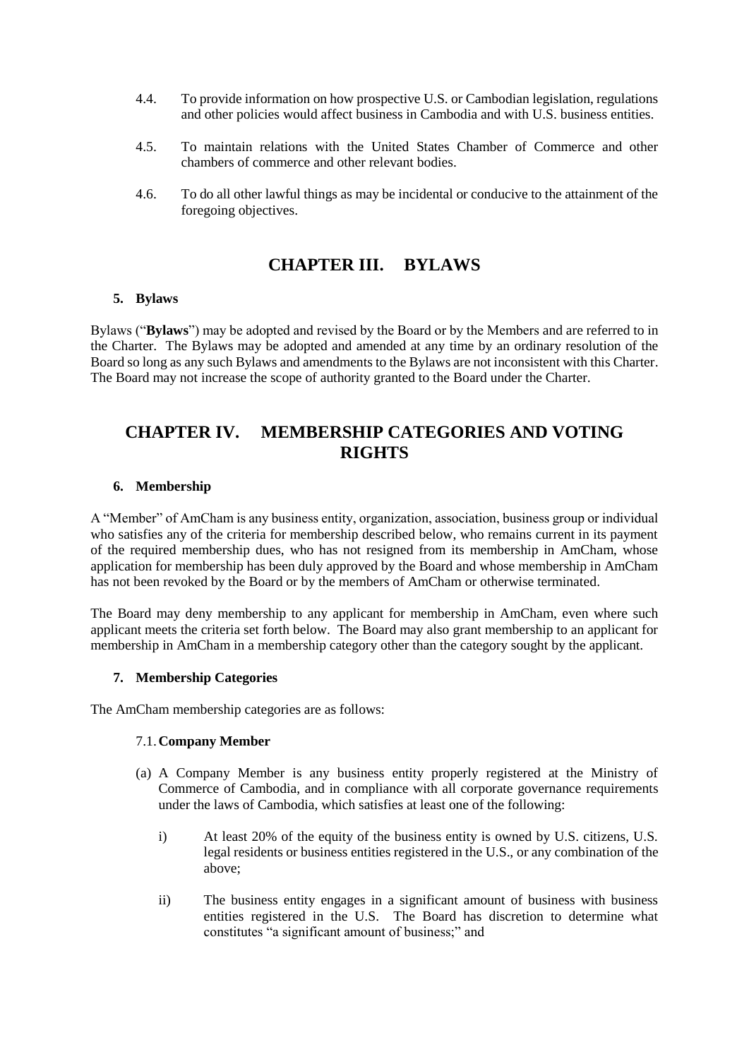4.4. To provide information on how prospective U.S. or Cambodian legislation, regulations and other policies would affect business in Cambodia and with U.S. business entities.

4.5. To maintain relations with the United States Chamber of Commerce and other chambers of commerce and other relevant bodies.

4.6. To do all other lawful things as may be incidental or conducive to the attainment of the foregoing objectives.

# CHAPTER III. BYLAWS

### 5. Bylaws

Bylaws ("**Bylaws**") may be adopted and revised by the Board or by the Members and are referred to in the Charter. The Bylaws may be adopted and amended at any time by an ordinary resolution of the Board so long as any such Bylaws and amendments to the Bylaws are not inconsistent with this Charter. The Board may not increase the scope of authority granted to the Board under the Charter.

# CHAPTER IV. MEMBERSHIP CATEGORIES AND VOTING RIGHTS

### 6. Membership

A "Member" of AmCham is any business entity, organization, association, business group or individual who satisfies any of the criteria for membership described below, who remains current in its payment of the required membership dues, who has not resigned from its membership in AmCham, whose application for membership has been duly approved by the Board and whose membership in AmCham has not been revoked by the Board or by the members of AmCham or otherwise terminated.

The Board may deny membership to any applicant for membership in AmCham, even where such applicant meets the criteria set forth below. The Board may also grant membership to an applicant for membership in AmCham in a membership category other than the category sought by the applicant.

### 7. Membership Categories

The AmCham membership categories are as follows:

#### 7.1. Company Member

(a) A Company Member is any business entity properly registered at the Ministry of Commerce of Cambodia, and in compliance with all corporate governance requirements under the laws of Cambodia, which satisfies at least one of the following:

i) At least 20% of the equity of the business entity is owned by U.S. citizens, U.S. legal residents or business entities registered in the U.S., or any combination of the above;

ii) The business entity engages in a significant amount of business with business entities registered in the U.S. The Board has discretion to determine what constitutes "a significant amount of business;" and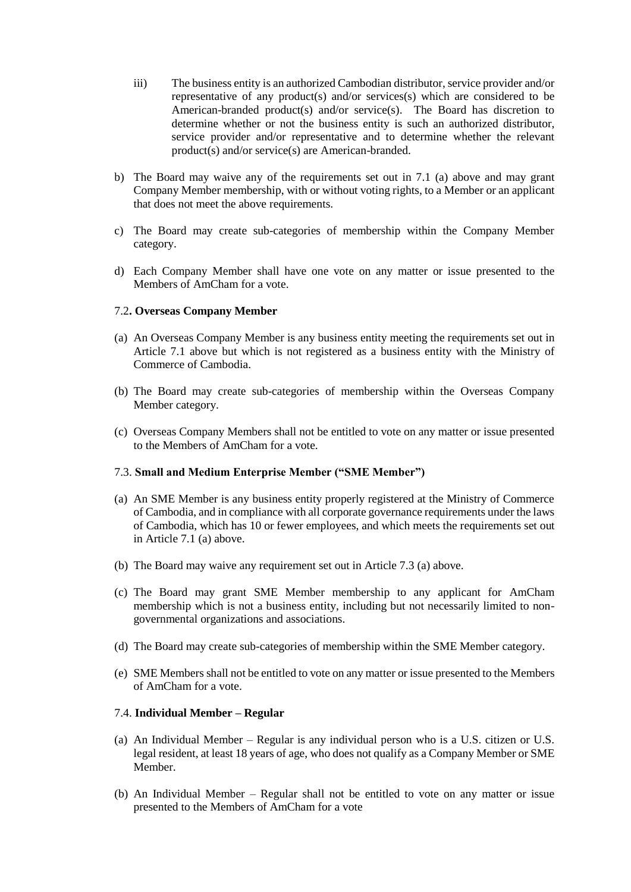iii) The business entity is an authorized Cambodian distributor, service provider and/or representative of any product(s) and/or services(s) which are considered to be American-branded product(s) and/or service(s). The Board has discretion to determine whether or not the business entity is such an authorized distributor, service provider and/or representative and to determine whether the relevant product(s) and/or service(s) are American-branded.

b) The Board may waive any of the requirements set out in 7.1 (a) above and may grant Company Member membership, with or without voting rights, to a Member or an applicant that does not meet the above requirements.

c) The Board may create sub-categories of membership within the Company Member category.

d) Each Company Member shall have one vote on any matter or issue presented to the Members of AmCham for a vote.

7.2**. Overseas Company Member**

(a) An Overseas Company Member is any business entity meeting the requirements set out in Article 7.1 above but which is not registered as a business entity with the Ministry of Commerce of Cambodia.

(b) The Board may create sub-categories of membership within the Overseas Company Member category.

(c) Overseas Company Members shall not be entitled to vote on any matter or issue presented to the Members of AmCham for a vote.

7.3. **Small and Medium Enterprise Member ("SME Member")**

(a) An SME Member is any business entity properly registered at the Ministry of Commerce of Cambodia, and in compliance with all corporate governance requirements under the laws of Cambodia, which has 10 or fewer employees, and which meets the requirements set out in Article 7.1 (a) above.

(b) The Board may waive any requirement set out in Article 7.3 (a) above.

(c) The Board may grant SME Member membership to any applicant for AmCham membership which is not a business entity, including but not necessarily limited to non-governmental organizations and associations.

(d) The Board may create sub-categories of membership within the SME Member category.

(e) SME Members shall not be entitled to vote on any matter or issue presented to the Members of AmCham for a vote.

7.4. **Individual Member – Regular**

(a) An Individual Member – Regular is any individual person who is a U.S. citizen or U.S. legal resident, at least 18 years of age, who does not qualify as a Company Member or SME Member.

(b) An Individual Member – Regular shall not be entitled to vote on any matter or issue presented to the Members of AmCham for a vote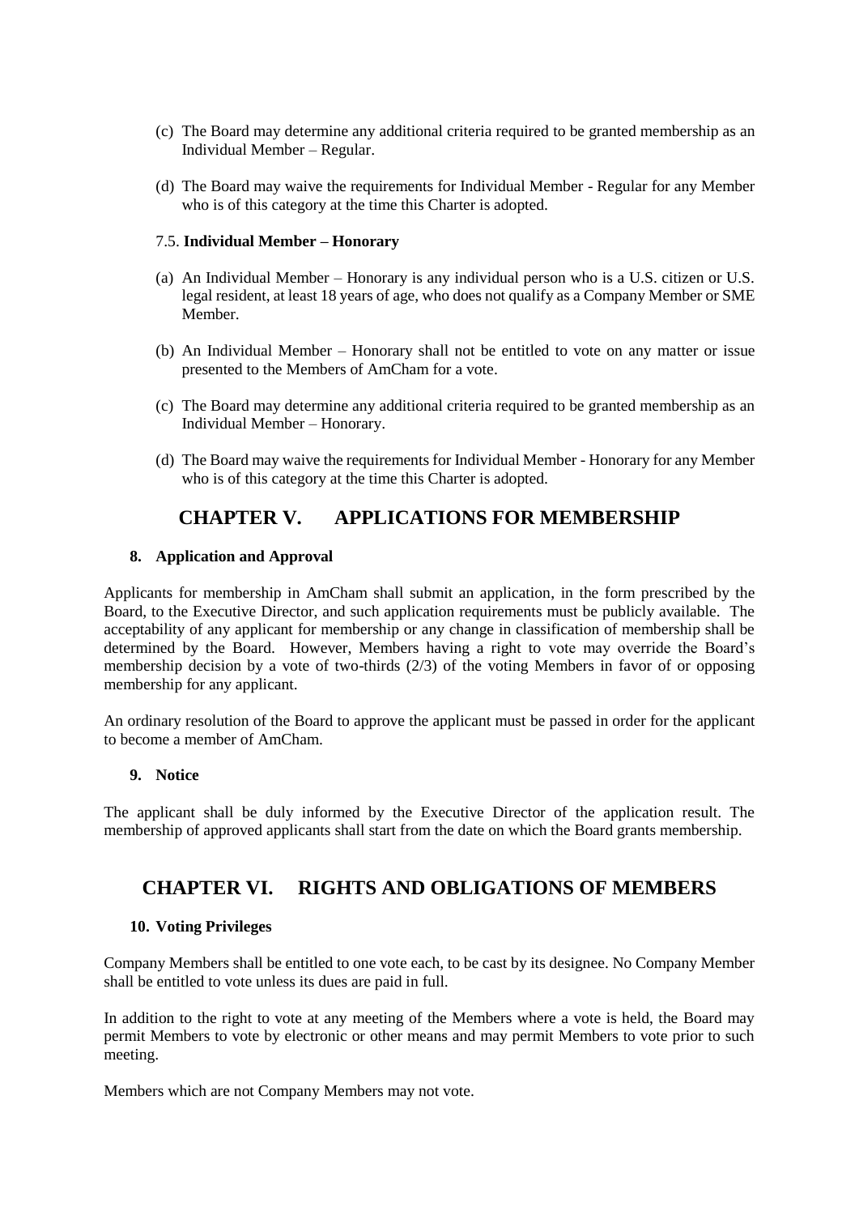(c) The Board may determine any additional criteria required to be granted membership as an Individual Member – Regular.

(d) The Board may waive the requirements for Individual Member - Regular for any Member who is of this category at the time this Charter is adopted.

7.5. **Individual Member – Honorary**

(a) An Individual Member – Honorary is any individual person who is a U.S. citizen or U.S. legal resident, at least 18 years of age, who does not qualify as a Company Member or SME Member.

(b) An Individual Member – Honorary shall not be entitled to vote on any matter or issue presented to the Members of AmCham for a vote.

(c) The Board may determine any additional criteria required to be granted membership as an Individual Member – Honorary.

(d) The Board may waive the requirements for Individual Member - Honorary for any Member who is of this category at the time this Charter is adopted.

# CHAPTER V. APPLICATIONS FOR MEMBERSHIP

### 8. Application and Approval

Applicants for membership in AmCham shall submit an application, in the form prescribed by the Board, to the Executive Director, and such application requirements must be publicly available. The acceptability of any applicant for membership or any change in classification of membership shall be determined by the Board. However, Members having a right to vote may override the Board's membership decision by a vote of two-thirds (2/3) of the voting Members in favor of or opposing membership for any applicant.

An ordinary resolution of the Board to approve the applicant must be passed in order for the applicant to become a member of AmCham.

### 9. Notice

The applicant shall be duly informed by the Executive Director of the application result. The membership of approved applicants shall start from the date on which the Board grants membership.

# CHAPTER VI. RIGHTS AND OBLIGATIONS OF MEMBERS

### 10. Voting Privileges

Company Members shall be entitled to one vote each, to be cast by its designee. No Company Member shall be entitled to vote unless its dues are paid in full.

In addition to the right to vote at any meeting of the Members where a vote is held, the Board may permit Members to vote by electronic or other means and may permit Members to vote prior to such meeting.

Members which are not Company Members may not vote.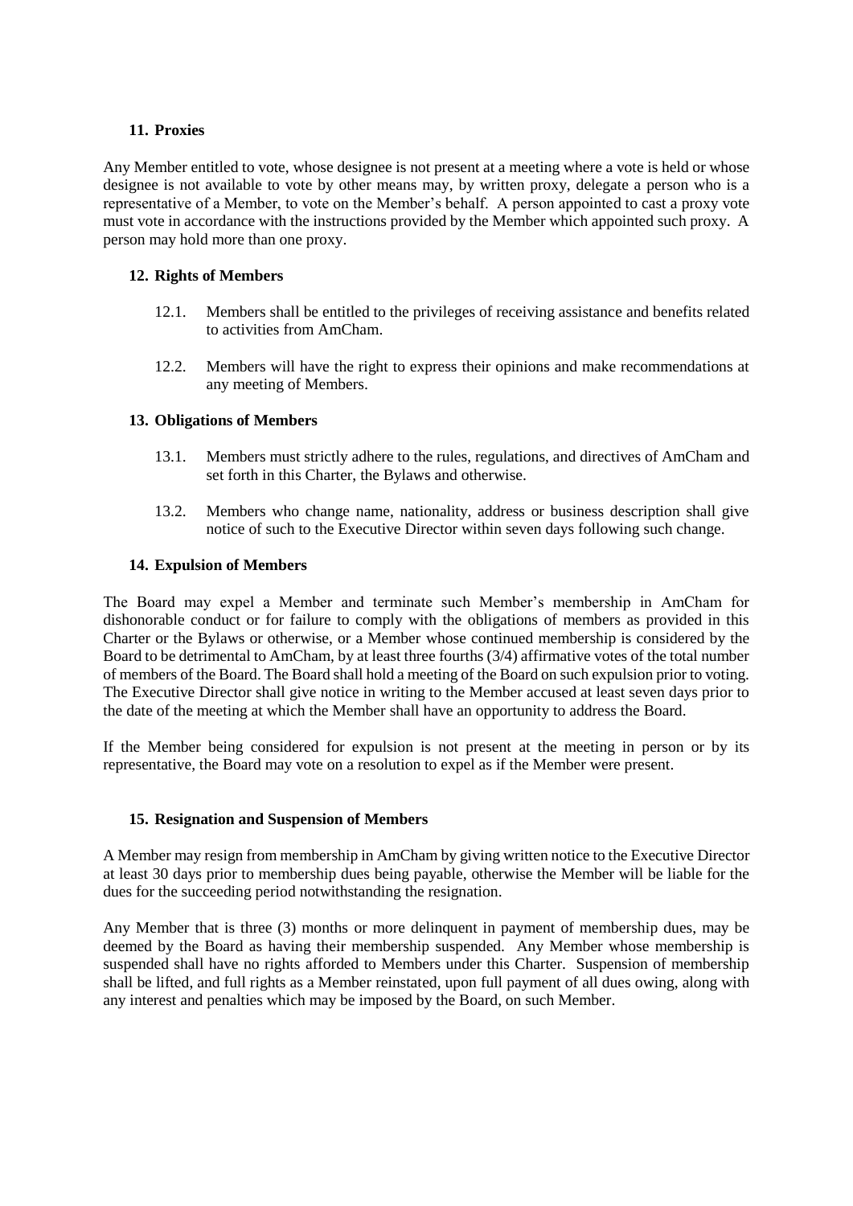### 11. Proxies

Any Member entitled to vote, whose designee is not present at a meeting where a vote is held or whose designee is not available to vote by other means may, by written proxy, delegate a person who is a representative of a Member, to vote on the Member's behalf. A person appointed to cast a proxy vote must vote in accordance with the instructions provided by the Member which appointed such proxy. A person may hold more than one proxy.

### 12. Rights of Members

12.1. Members shall be entitled to the privileges of receiving assistance and benefits related to activities from AmCham.

12.2. Members will have the right to express their opinions and make recommendations at any meeting of Members.

### 13. Obligations of Members

13.1. Members must strictly adhere to the rules, regulations, and directives of AmCham and set forth in this Charter, the Bylaws and otherwise.

13.2. Members who change name, nationality, address or business description shall give notice of such to the Executive Director within seven days following such change.

### 14. Expulsion of Members

The Board may expel a Member and terminate such Member's membership in AmCham for dishonorable conduct or for failure to comply with the obligations of members as provided in this Charter or the Bylaws or otherwise, or a Member whose continued membership is considered by the Board to be detrimental to AmCham, by at least three fourths (3/4) affirmative votes of the total number of members of the Board. The Board shall hold a meeting of the Board on such expulsion prior to voting. The Executive Director shall give notice in writing to the Member accused at least seven days prior to the date of the meeting at which the Member shall have an opportunity to address the Board.

If the Member being considered for expulsion is not present at the meeting in person or by its representative, the Board may vote on a resolution to expel as if the Member were present.

### 15. Resignation and Suspension of Members

A Member may resign from membership in AmCham by giving written notice to the Executive Director at least 30 days prior to membership dues being payable, otherwise the Member will be liable for the dues for the succeeding period notwithstanding the resignation.

Any Member that is three (3) months or more delinquent in payment of membership dues, may be deemed by the Board as having their membership suspended. Any Member whose membership is suspended shall have no rights afforded to Members under this Charter. Suspension of membership shall be lifted, and full rights as a Member reinstated, upon full payment of all dues owing, along with any interest and penalties which may be imposed by the Board, on such Member.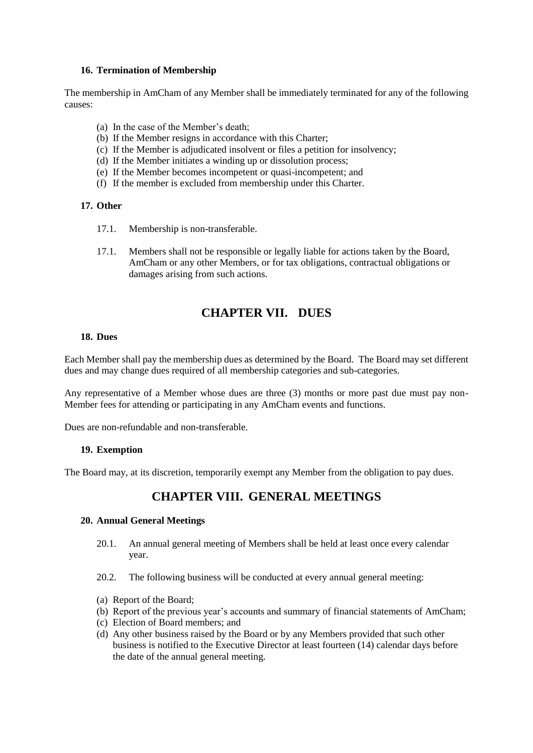### 16. Termination of Membership

The membership in AmCham of any Member shall be immediately terminated for any of the following causes:

(a) In the case of the Member's death;
(b) If the Member resigns in accordance with this Charter;
(c) If the Member is adjudicated insolvent or files a petition for insolvency;
(d) If the Member initiates a winding up or dissolution process;
(e) If the Member becomes incompetent or quasi-incompetent; and
(f) If the member is excluded from membership under this Charter.

### 17. Other

17.1. Membership is non-transferable.

17.1. Members shall not be responsible or legally liable for actions taken by the Board, AmCham or any other Members, or for tax obligations, contractual obligations or damages arising from such actions.

## CHAPTER VII. DUES

### 18. Dues

Each Member shall pay the membership dues as determined by the Board. The Board may set different dues and may change dues required of all membership categories and sub-categories.

Any representative of a Member whose dues are three (3) months or more past due must pay non-Member fees for attending or participating in any AmCham events and functions.

Dues are non-refundable and non-transferable.

### 19. Exemption

The Board may, at its discretion, temporarily exempt any Member from the obligation to pay dues.

## CHAPTER VIII. GENERAL MEETINGS

### 20. Annual General Meetings

20.1. An annual general meeting of Members shall be held at least once every calendar year.

20.2. The following business will be conducted at every annual general meeting:

(a) Report of the Board;
(b) Report of the previous year's accounts and summary of financial statements of AmCham;
(c) Election of Board members; and
(d) Any other business raised by the Board or by any Members provided that such other business is notified to the Executive Director at least fourteen (14) calendar days before the date of the annual general meeting.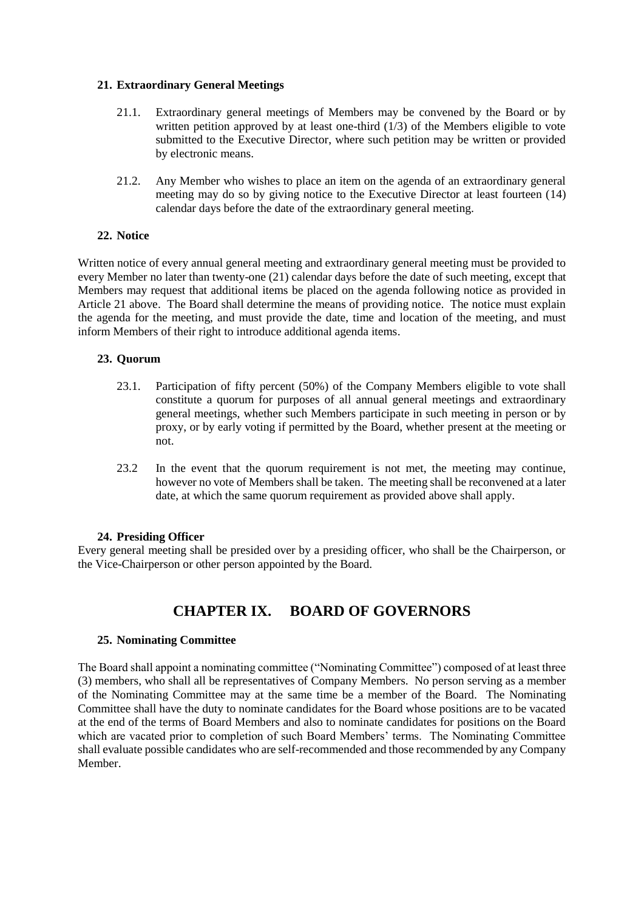### 21. Extraordinary General Meetings

21.1. Extraordinary general meetings of Members may be convened by the Board or by written petition approved by at least one-third (1/3) of the Members eligible to vote submitted to the Executive Director, where such petition may be written or provided by electronic means.

21.2. Any Member who wishes to place an item on the agenda of an extraordinary general meeting may do so by giving notice to the Executive Director at least fourteen (14) calendar days before the date of the extraordinary general meeting.

### 22. Notice

Written notice of every annual general meeting and extraordinary general meeting must be provided to every Member no later than twenty-one (21) calendar days before the date of such meeting, except that Members may request that additional items be placed on the agenda following notice as provided in Article 21 above. The Board shall determine the means of providing notice. The notice must explain the agenda for the meeting, and must provide the date, time and location of the meeting, and must inform Members of their right to introduce additional agenda items.

### 23. Quorum

23.1. Participation of fifty percent (50%) of the Company Members eligible to vote shall constitute a quorum for purposes of all annual general meetings and extraordinary general meetings, whether such Members participate in such meeting in person or by proxy, or by early voting if permitted by the Board, whether present at the meeting or not.

23.2 In the event that the quorum requirement is not met, the meeting may continue, however no vote of Members shall be taken. The meeting shall be reconvened at a later date, at which the same quorum requirement as provided above shall apply.

### 24. Presiding Officer

Every general meeting shall be presided over by a presiding officer, who shall be the Chairperson, or the Vice-Chairperson or other person appointed by the Board.

## CHAPTER IX. BOARD OF GOVERNORS

### 25. Nominating Committee

The Board shall appoint a nominating committee ("Nominating Committee") composed of at least three (3) members, who shall all be representatives of Company Members. No person serving as a member of the Nominating Committee may at the same time be a member of the Board. The Nominating Committee shall have the duty to nominate candidates for the Board whose positions are to be vacated at the end of the terms of Board Members and also to nominate candidates for positions on the Board which are vacated prior to completion of such Board Members' terms. The Nominating Committee shall evaluate possible candidates who are self-recommended and those recommended by any Company Member.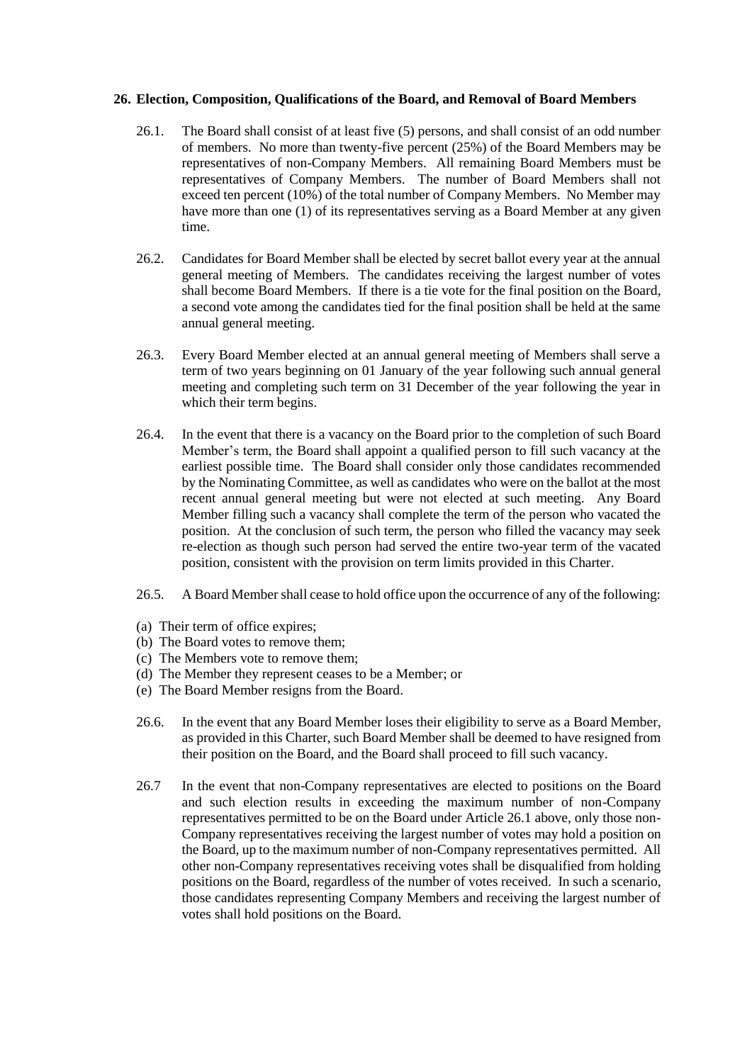**26. Election, Composition, Qualifications of the Board, and Removal of Board Members**

26.1. The Board shall consist of at least five (5) persons, and shall consist of an odd number of members. No more than twenty-five percent (25%) of the Board Members may be representatives of non-Company Members. All remaining Board Members must be representatives of Company Members. The number of Board Members shall not exceed ten percent (10%) of the total number of Company Members. No Member may have more than one (1) of its representatives serving as a Board Member at any given time.

26.2. Candidates for Board Member shall be elected by secret ballot every year at the annual general meeting of Members. The candidates receiving the largest number of votes shall become Board Members. If there is a tie vote for the final position on the Board, a second vote among the candidates tied for the final position shall be held at the same annual general meeting.

26.3. Every Board Member elected at an annual general meeting of Members shall serve a term of two years beginning on 01 January of the year following such annual general meeting and completing such term on 31 December of the year following the year in which their term begins.

26.4. In the event that there is a vacancy on the Board prior to the completion of such Board Member's term, the Board shall appoint a qualified person to fill such vacancy at the earliest possible time. The Board shall consider only those candidates recommended by the Nominating Committee, as well as candidates who were on the ballot at the most recent annual general meeting but were not elected at such meeting. Any Board Member filling such a vacancy shall complete the term of the person who vacated the position. At the conclusion of such term, the person who filled the vacancy may seek re-election as though such person had served the entire two-year term of the vacated position, consistent with the provision on term limits provided in this Charter.

26.5. A Board Member shall cease to hold office upon the occurrence of any of the following:

(a) Their term of office expires;
(b) The Board votes to remove them;
(c) The Members vote to remove them;
(d) The Member they represent ceases to be a Member; or
(e) The Board Member resigns from the Board.

26.6. In the event that any Board Member loses their eligibility to serve as a Board Member, as provided in this Charter, such Board Member shall be deemed to have resigned from their position on the Board, and the Board shall proceed to fill such vacancy.

26.7 In the event that non-Company representatives are elected to positions on the Board and such election results in exceeding the maximum number of non-Company representatives permitted to be on the Board under Article 26.1 above, only those non-Company representatives receiving the largest number of votes may hold a position on the Board, up to the maximum number of non-Company representatives permitted. All other non-Company representatives receiving votes shall be disqualified from holding positions on the Board, regardless of the number of votes received. In such a scenario, those candidates representing Company Members and receiving the largest number of votes shall hold positions on the Board.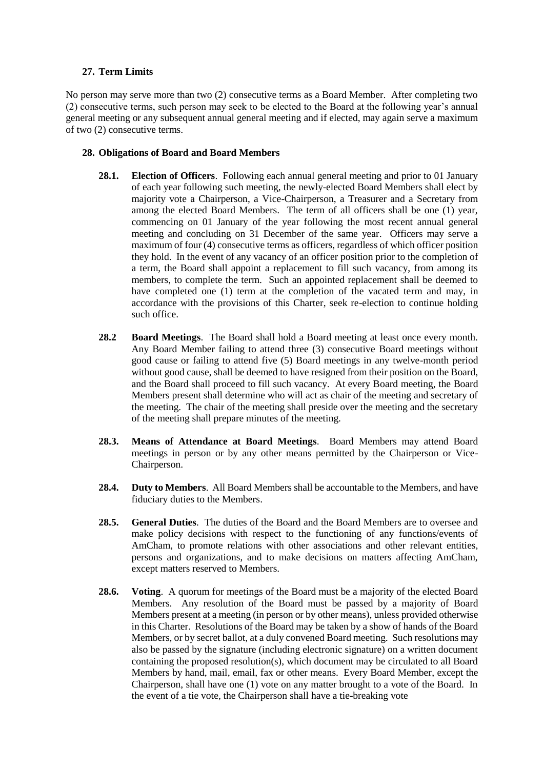## 27. Term Limits

No person may serve more than two (2) consecutive terms as a Board Member. After completing two (2) consecutive terms, such person may seek to be elected to the Board at the following year's annual general meeting or any subsequent annual general meeting and if elected, may again serve a maximum of two (2) consecutive terms.

## 28. Obligations of Board and Board Members

**28.1. Election of Officers**. Following each annual general meeting and prior to 01 January of each year following such meeting, the newly-elected Board Members shall elect by majority vote a Chairperson, a Vice-Chairperson, a Treasurer and a Secretary from among the elected Board Members. The term of all officers shall be one (1) year, commencing on 01 January of the year following the most recent annual general meeting and concluding on 31 December of the same year. Officers may serve a maximum of four (4) consecutive terms as officers, regardless of which officer position they hold. In the event of any vacancy of an officer position prior to the completion of a term, the Board shall appoint a replacement to fill such vacancy, from among its members, to complete the term. Such an appointed replacement shall be deemed to have completed one (1) term at the completion of the vacated term and may, in accordance with the provisions of this Charter, seek re-election to continue holding such office.

**28.2 Board Meetings**. The Board shall hold a Board meeting at least once every month. Any Board Member failing to attend three (3) consecutive Board meetings without good cause or failing to attend five (5) Board meetings in any twelve-month period without good cause, shall be deemed to have resigned from their position on the Board, and the Board shall proceed to fill such vacancy. At every Board meeting, the Board Members present shall determine who will act as chair of the meeting and secretary of the meeting. The chair of the meeting shall preside over the meeting and the secretary of the meeting shall prepare minutes of the meeting.

**28.3. Means of Attendance at Board Meetings**. Board Members may attend Board meetings in person or by any other means permitted by the Chairperson or Vice-Chairperson.

**28.4. Duty to Members**. All Board Members shall be accountable to the Members, and have fiduciary duties to the Members.

**28.5. General Duties**. The duties of the Board and the Board Members are to oversee and make policy decisions with respect to the functioning of any functions/events of AmCham, to promote relations with other associations and other relevant entities, persons and organizations, and to make decisions on matters affecting AmCham, except matters reserved to Members.

**28.6. Voting**. A quorum for meetings of the Board must be a majority of the elected Board Members. Any resolution of the Board must be passed by a majority of Board Members present at a meeting (in person or by other means), unless provided otherwise in this Charter. Resolutions of the Board may be taken by a show of hands of the Board Members, or by secret ballot, at a duly convened Board meeting. Such resolutions may also be passed by the signature (including electronic signature) on a written document containing the proposed resolution(s), which document may be circulated to all Board Members by hand, mail, email, fax or other means. Every Board Member, except the Chairperson, shall have one (1) vote on any matter brought to a vote of the Board. In the event of a tie vote, the Chairperson shall have a tie-breaking vote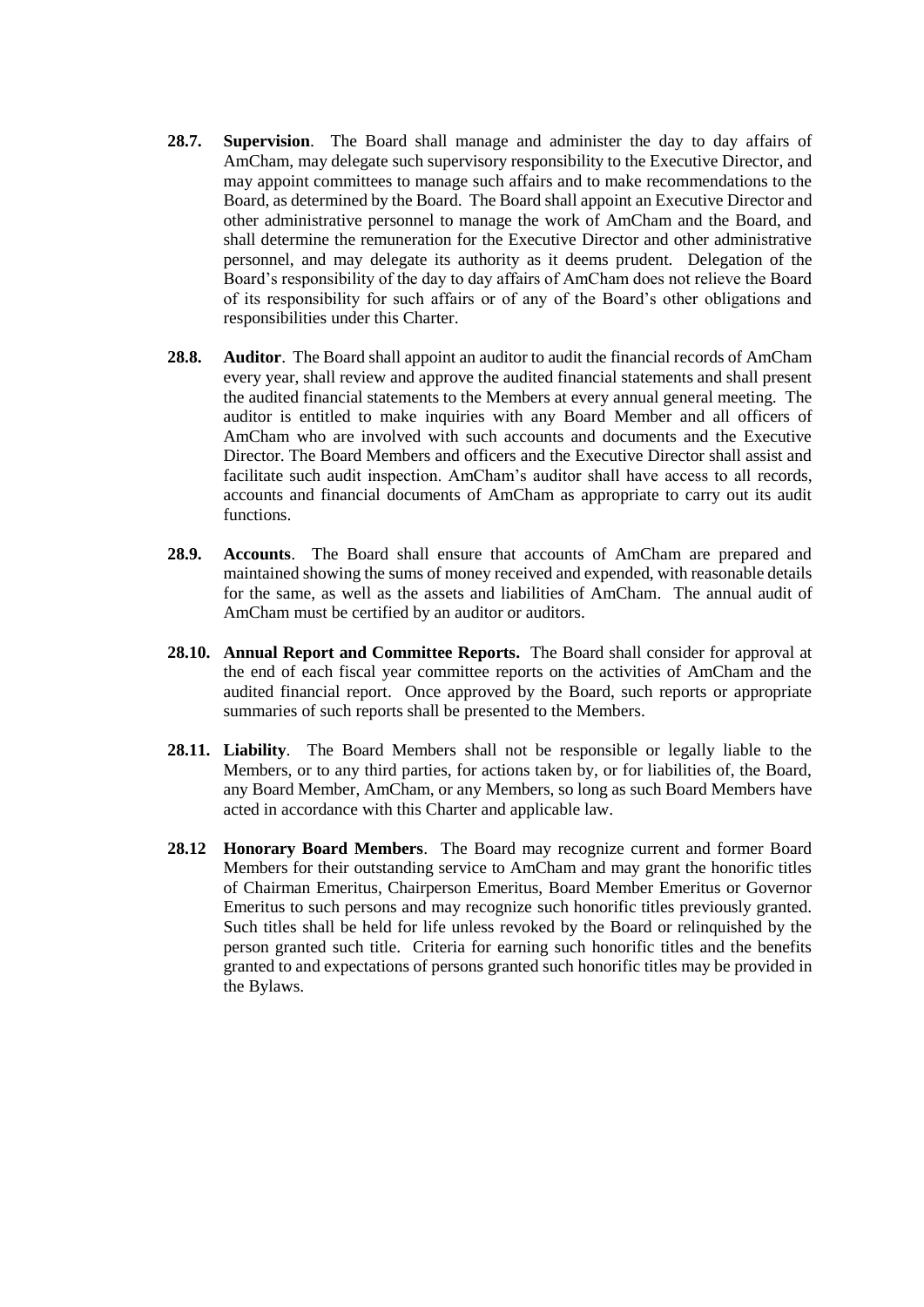**28.7. Supervision**. The Board shall manage and administer the day to day affairs of AmCham, may delegate such supervisory responsibility to the Executive Director, and may appoint committees to manage such affairs and to make recommendations to the Board, as determined by the Board. The Board shall appoint an Executive Director and other administrative personnel to manage the work of AmCham and the Board, and shall determine the remuneration for the Executive Director and other administrative personnel, and may delegate its authority as it deems prudent. Delegation of the Board's responsibility of the day to day affairs of AmCham does not relieve the Board of its responsibility for such affairs or of any of the Board's other obligations and responsibilities under this Charter.

**28.8. Auditor**. The Board shall appoint an auditor to audit the financial records of AmCham every year, shall review and approve the audited financial statements and shall present the audited financial statements to the Members at every annual general meeting. The auditor is entitled to make inquiries with any Board Member and all officers of AmCham who are involved with such accounts and documents and the Executive Director. The Board Members and officers and the Executive Director shall assist and facilitate such audit inspection. AmCham's auditor shall have access to all records, accounts and financial documents of AmCham as appropriate to carry out its audit functions.

**28.9. Accounts**. The Board shall ensure that accounts of AmCham are prepared and maintained showing the sums of money received and expended, with reasonable details for the same, as well as the assets and liabilities of AmCham. The annual audit of AmCham must be certified by an auditor or auditors.

**28.10. Annual Report and Committee Reports.** The Board shall consider for approval at the end of each fiscal year committee reports on the activities of AmCham and the audited financial report. Once approved by the Board, such reports or appropriate summaries of such reports shall be presented to the Members.

**28.11. Liability**. The Board Members shall not be responsible or legally liable to the Members, or to any third parties, for actions taken by, or for liabilities of, the Board, any Board Member, AmCham, or any Members, so long as such Board Members have acted in accordance with this Charter and applicable law.

**28.12 Honorary Board Members**. The Board may recognize current and former Board Members for their outstanding service to AmCham and may grant the honorific titles of Chairman Emeritus, Chairperson Emeritus, Board Member Emeritus or Governor Emeritus to such persons and may recognize such honorific titles previously granted. Such titles shall be held for life unless revoked by the Board or relinquished by the person granted such title. Criteria for earning such honorific titles and the benefits granted to and expectations of persons granted such honorific titles may be provided in the Bylaws.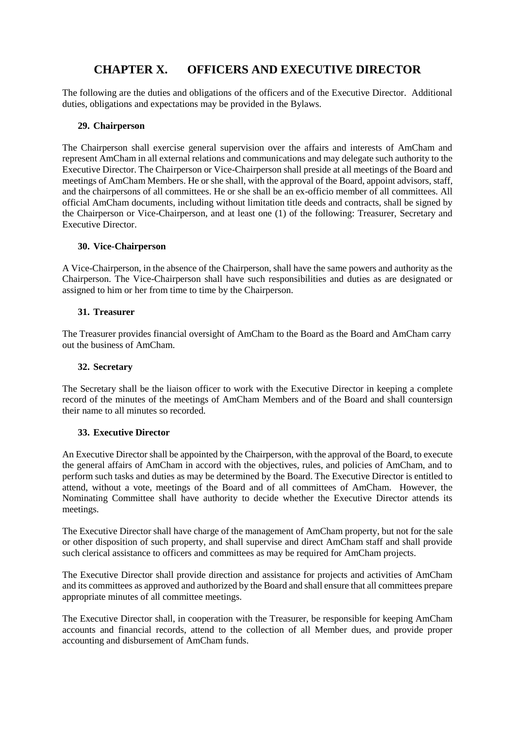# CHAPTER X. OFFICERS AND EXECUTIVE DIRECTOR

The following are the duties and obligations of the officers and of the Executive Director. Additional duties, obligations and expectations may be provided in the Bylaws.

### 29. Chairperson

The Chairperson shall exercise general supervision over the affairs and interests of AmCham and represent AmCham in all external relations and communications and may delegate such authority to the Executive Director. The Chairperson or Vice-Chairperson shall preside at all meetings of the Board and meetings of AmCham Members. He or she shall, with the approval of the Board, appoint advisors, staff, and the chairpersons of all committees. He or she shall be an ex-officio member of all committees. All official AmCham documents, including without limitation title deeds and contracts, shall be signed by the Chairperson or Vice-Chairperson, and at least one (1) of the following: Treasurer, Secretary and Executive Director.

### 30. Vice-Chairperson

A Vice-Chairperson, in the absence of the Chairperson, shall have the same powers and authority as the Chairperson. The Vice-Chairperson shall have such responsibilities and duties as are designated or assigned to him or her from time to time by the Chairperson.

### 31. Treasurer

The Treasurer provides financial oversight of AmCham to the Board as the Board and AmCham carry out the business of AmCham.

### 32. Secretary

The Secretary shall be the liaison officer to work with the Executive Director in keeping a complete record of the minutes of the meetings of AmCham Members and of the Board and shall countersign their name to all minutes so recorded.

### 33. Executive Director

An Executive Director shall be appointed by the Chairperson, with the approval of the Board, to execute the general affairs of AmCham in accord with the objectives, rules, and policies of AmCham, and to perform such tasks and duties as may be determined by the Board. The Executive Director is entitled to attend, without a vote, meetings of the Board and of all committees of AmCham. However, the Nominating Committee shall have authority to decide whether the Executive Director attends its meetings.

The Executive Director shall have charge of the management of AmCham property, but not for the sale or other disposition of such property, and shall supervise and direct AmCham staff and shall provide such clerical assistance to officers and committees as may be required for AmCham projects.

The Executive Director shall provide direction and assistance for projects and activities of AmCham and its committees as approved and authorized by the Board and shall ensure that all committees prepare appropriate minutes of all committee meetings.

The Executive Director shall, in cooperation with the Treasurer, be responsible for keeping AmCham accounts and financial records, attend to the collection of all Member dues, and provide proper accounting and disbursement of AmCham funds.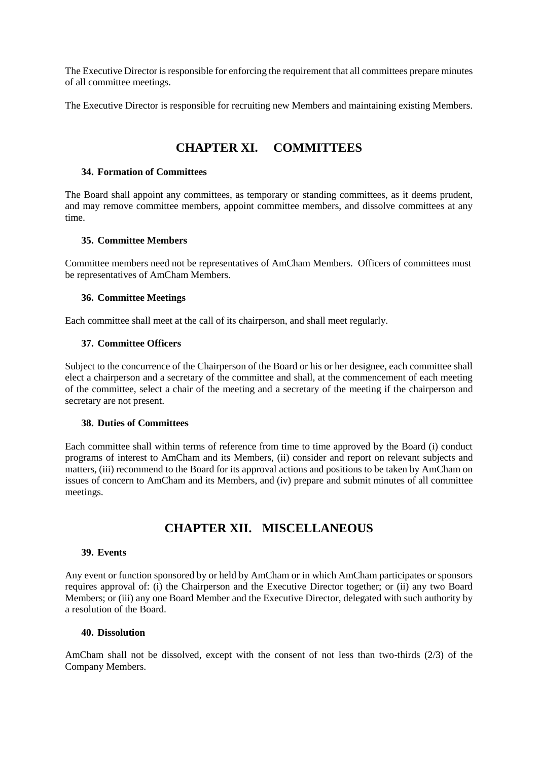The Executive Director is responsible for enforcing the requirement that all committees prepare minutes of all committee meetings.

The Executive Director is responsible for recruiting new Members and maintaining existing Members.

# CHAPTER XI. COMMITTEES

### 34. Formation of Committees

The Board shall appoint any committees, as temporary or standing committees, as it deems prudent, and may remove committee members, appoint committee members, and dissolve committees at any time.

### 35. Committee Members

Committee members need not be representatives of AmCham Members. Officers of committees must be representatives of AmCham Members.

### 36. Committee Meetings

Each committee shall meet at the call of its chairperson, and shall meet regularly.

### 37. Committee Officers

Subject to the concurrence of the Chairperson of the Board or his or her designee, each committee shall elect a chairperson and a secretary of the committee and shall, at the commencement of each meeting of the committee, select a chair of the meeting and a secretary of the meeting if the chairperson and secretary are not present.

### 38. Duties of Committees

Each committee shall within terms of reference from time to time approved by the Board (i) conduct programs of interest to AmCham and its Members, (ii) consider and report on relevant subjects and matters, (iii) recommend to the Board for its approval actions and positions to be taken by AmCham on issues of concern to AmCham and its Members, and (iv) prepare and submit minutes of all committee meetings.

# CHAPTER XII. MISCELLANEOUS

### 39. Events

Any event or function sponsored by or held by AmCham or in which AmCham participates or sponsors requires approval of: (i) the Chairperson and the Executive Director together; or (ii) any two Board Members; or (iii) any one Board Member and the Executive Director, delegated with such authority by a resolution of the Board.

### 40. Dissolution

AmCham shall not be dissolved, except with the consent of not less than two-thirds (2/3) of the Company Members.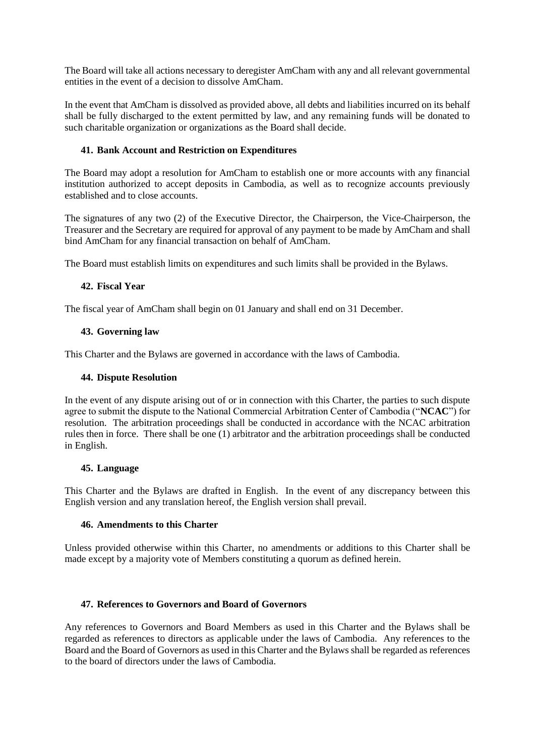The Board will take all actions necessary to deregister AmCham with any and all relevant governmental entities in the event of a decision to dissolve AmCham.

In the event that AmCham is dissolved as provided above, all debts and liabilities incurred on its behalf shall be fully discharged to the extent permitted by law, and any remaining funds will be donated to such charitable organization or organizations as the Board shall decide.

### 41. Bank Account and Restriction on Expenditures

The Board may adopt a resolution for AmCham to establish one or more accounts with any financial institution authorized to accept deposits in Cambodia, as well as to recognize accounts previously established and to close accounts.

The signatures of any two (2) of the Executive Director, the Chairperson, the Vice-Chairperson, the Treasurer and the Secretary are required for approval of any payment to be made by AmCham and shall bind AmCham for any financial transaction on behalf of AmCham.

The Board must establish limits on expenditures and such limits shall be provided in the Bylaws.

### 42. Fiscal Year

The fiscal year of AmCham shall begin on 01 January and shall end on 31 December.

### 43. Governing law

This Charter and the Bylaws are governed in accordance with the laws of Cambodia.

### 44. Dispute Resolution

In the event of any dispute arising out of or in connection with this Charter, the parties to such dispute agree to submit the dispute to the National Commercial Arbitration Center of Cambodia ("**NCAC**") for resolution. The arbitration proceedings shall be conducted in accordance with the NCAC arbitration rules then in force. There shall be one (1) arbitrator and the arbitration proceedings shall be conducted in English.

### 45. Language

This Charter and the Bylaws are drafted in English. In the event of any discrepancy between this English version and any translation hereof, the English version shall prevail.

### 46. Amendments to this Charter

Unless provided otherwise within this Charter, no amendments or additions to this Charter shall be made except by a majority vote of Members constituting a quorum as defined herein.

### 47. References to Governors and Board of Governors

Any references to Governors and Board Members as used in this Charter and the Bylaws shall be regarded as references to directors as applicable under the laws of Cambodia. Any references to the Board and the Board of Governors as used in this Charter and the Bylaws shall be regarded as references to the board of directors under the laws of Cambodia.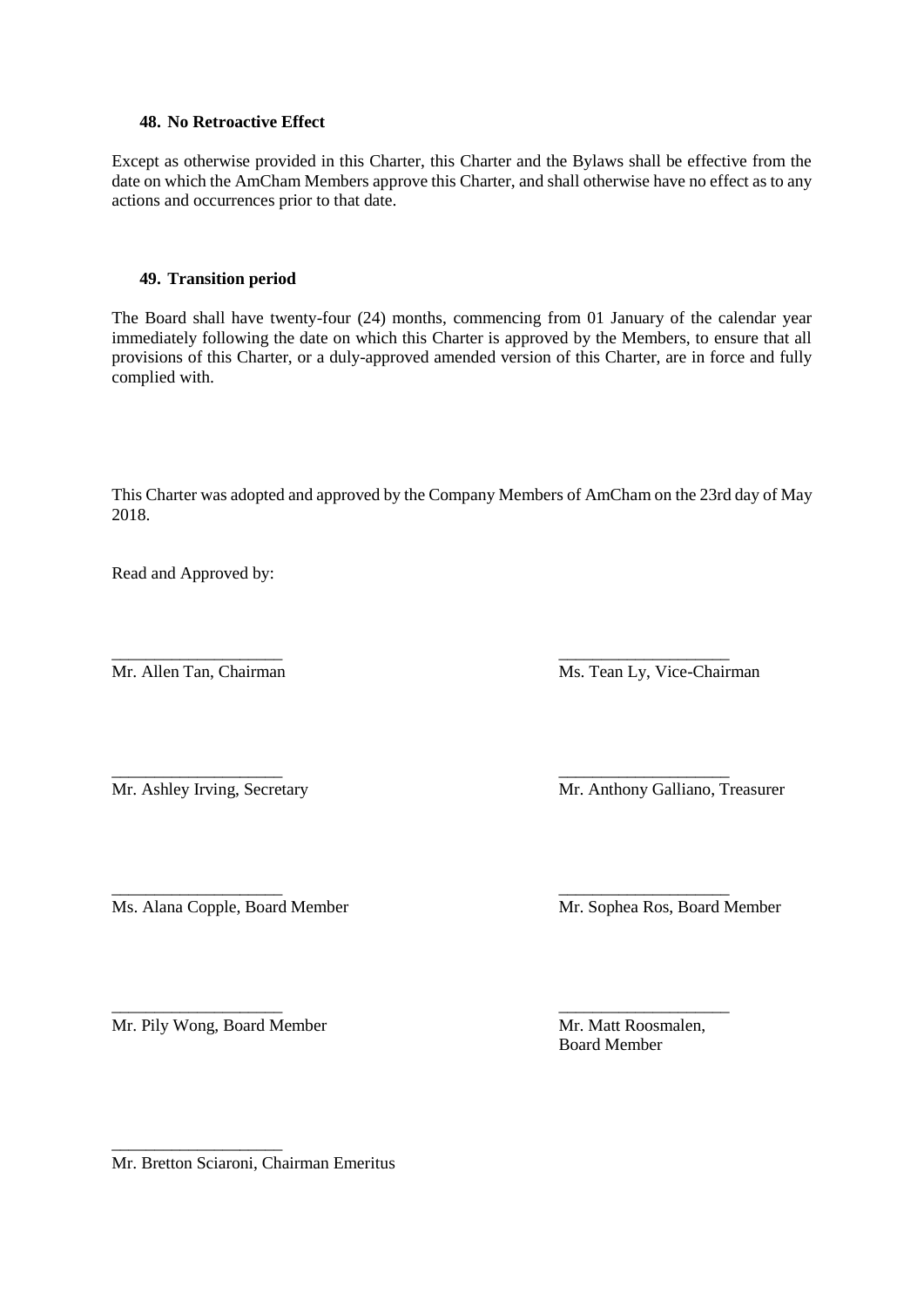### 48. No Retroactive Effect

Except as otherwise provided in this Charter, this Charter and the Bylaws shall be effective from the date on which the AmCham Members approve this Charter, and shall otherwise have no effect as to any actions and occurrences prior to that date.

### 49. Transition period

The Board shall have twenty-four (24) months, commencing from 01 January of the calendar year immediately following the date on which this Charter is approved by the Members, to ensure that all provisions of this Charter, or a duly-approved amended version of this Charter, are in force and fully complied with.

This Charter was adopted and approved by the Company Members of AmCham on the 23rd day of May 2018.

Read and Approved by:

| | |
|---|---|
| ____________________ | ____________________ |
| Mr. Allen Tan, Chairman | Ms. Tean Ly, Vice-Chairman |
| ____________________ | ____________________ |
| Mr. Ashley Irving, Secretary | Mr. Anthony Galliano, Treasurer |
| ____________________ | ____________________ |
| Ms. Alana Copple, Board Member | Mr. Sophea Ros, Board Member |
| ____________________ | ____________________ |
| Mr. Pily Wong, Board Member | Mr. Matt Roosmalen, Board Member |
| ____________________ | |
| Mr. Bretton Sciaroni, Chairman Emeritus | |